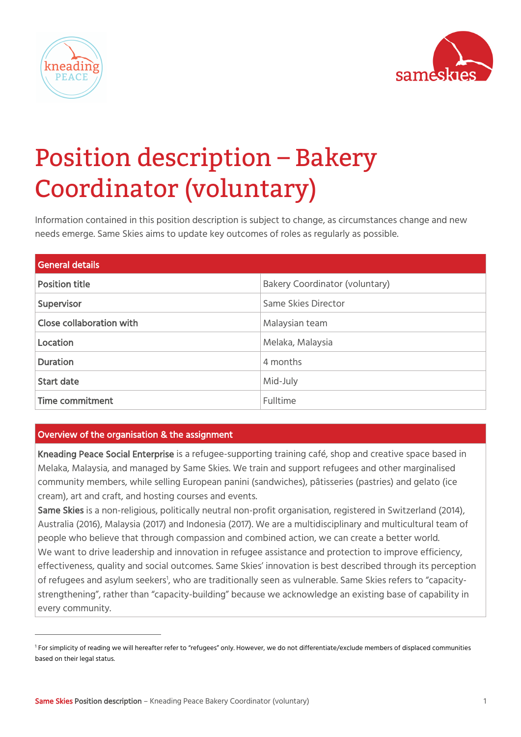# Position description – Bakery Coordinator (voluntary)

Information contained in this position description is subject to change, as circumstances change and new needs emerge. Same Skies aims to update key outcomes of roles as regularly as possible.

| General details | |
|---|---|
| **Position title** | Bakery Coordinator (voluntary) |
| **Supervisor** | Same Skies Director |
| **Close collaboration with** | Malaysian team |
| **Location** | Melaka, Malaysia |
| **Duration** | 4 months |
| **Start date** | Mid-July |
| **Time commitment** | Fulltime |

## Overview of the organisation & the assignment

**Kneading Peace Social Enterprise** is a refugee-supporting training café, shop and creative space based in Melaka, Malaysia, and managed by Same Skies. We train and support refugees and other marginalised community members, while selling European panini (sandwiches), pâtisseries (pastries) and gelato (ice cream), art and craft, and hosting courses and events.

**Same Skies** is a non-religious, politically neutral non-profit organisation, registered in Switzerland (2014), Australia (2016), Malaysia (2017) and Indonesia (2017). We are a multidisciplinary and multicultural team of people who believe that through compassion and combined action, we can create a better world.

We want to drive leadership and innovation in refugee assistance and protection to improve efficiency, effectiveness, quality and social outcomes. Same Skies' innovation is best described through its perception of refugees and asylum seekers[1], who are traditionally seen as vulnerable. Same Skies refers to "capacity-strengthening", rather than "capacity-building" because we acknowledge an existing base of capability in every community.

---

[1] For simplicity of reading we will hereafter refer to "refugees" only. However, we do not differentiate/exclude members of displaced communities based on their legal status.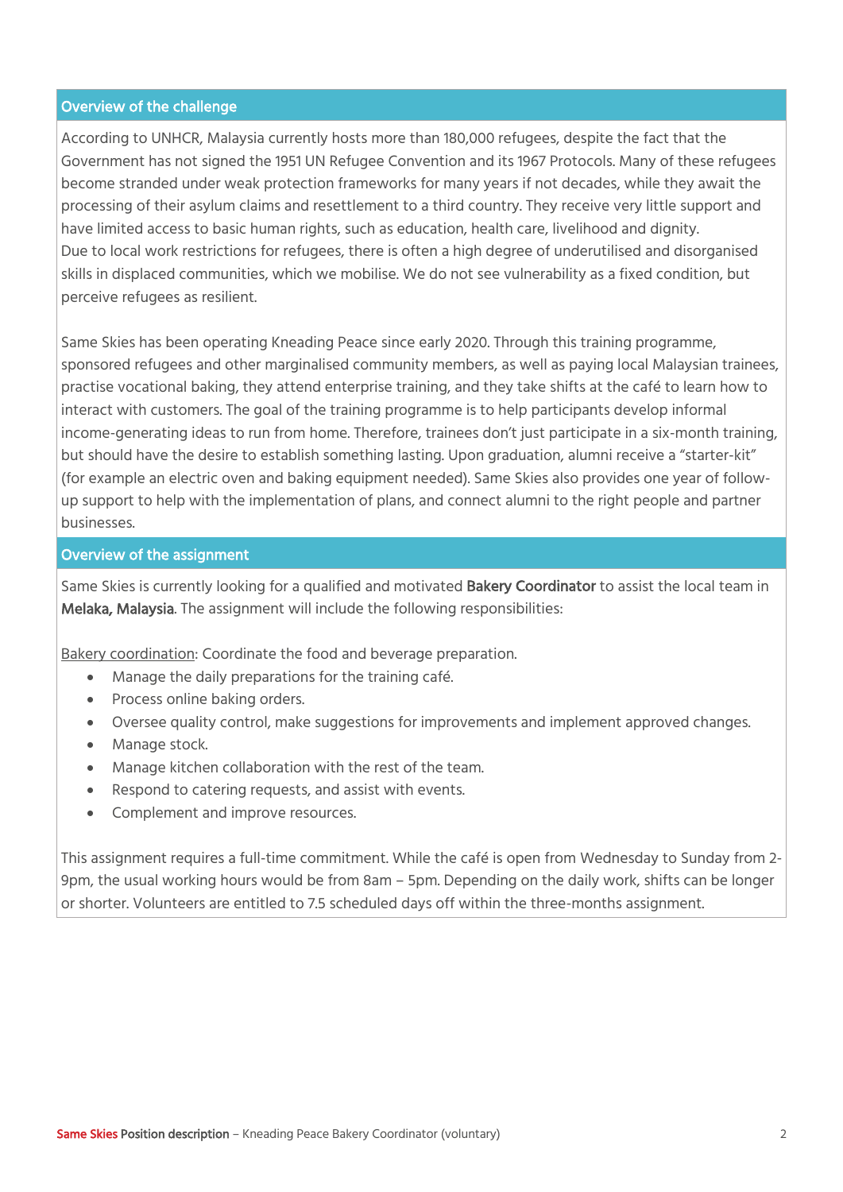## Overview of the challenge

According to UNHCR, Malaysia currently hosts more than 180,000 refugees, despite the fact that the Government has not signed the 1951 UN Refugee Convention and its 1967 Protocols. Many of these refugees become stranded under weak protection frameworks for many years if not decades, while they await the processing of their asylum claims and resettlement to a third country. They receive very little support and have limited access to basic human rights, such as education, health care, livelihood and dignity.
Due to local work restrictions for refugees, there is often a high degree of underutilised and disorganised skills in displaced communities, which we mobilise. We do not see vulnerability as a fixed condition, but perceive refugees as resilient.

Same Skies has been operating Kneading Peace since early 2020. Through this training programme, sponsored refugees and other marginalised community members, as well as paying local Malaysian trainees, practise vocational baking, they attend enterprise training, and they take shifts at the café to learn how to interact with customers. The goal of the training programme is to help participants develop informal income-generating ideas to run from home. Therefore, trainees don't just participate in a six-month training, but should have the desire to establish something lasting. Upon graduation, alumni receive a "starter-kit" (for example an electric oven and baking equipment needed). Same Skies also provides one year of follow-up support to help with the implementation of plans, and connect alumni to the right people and partner businesses.

## Overview of the assignment

Same Skies is currently looking for a qualified and motivated **Bakery Coordinator** to assist the local team in **Melaka, Malaysia**. The assignment will include the following responsibilities:

<u>Bakery coordination</u>: Coordinate the food and beverage preparation.

- Manage the daily preparations for the training café.
- Process online baking orders.
- Oversee quality control, make suggestions for improvements and implement approved changes.
- Manage stock.
- Manage kitchen collaboration with the rest of the team.
- Respond to catering requests, and assist with events.
- Complement and improve resources.

This assignment requires a full-time commitment. While the café is open from Wednesday to Sunday from 2-9pm, the usual working hours would be from 8am – 5pm. Depending on the daily work, shifts can be longer or shorter. Volunteers are entitled to 7.5 scheduled days off within the three-months assignment.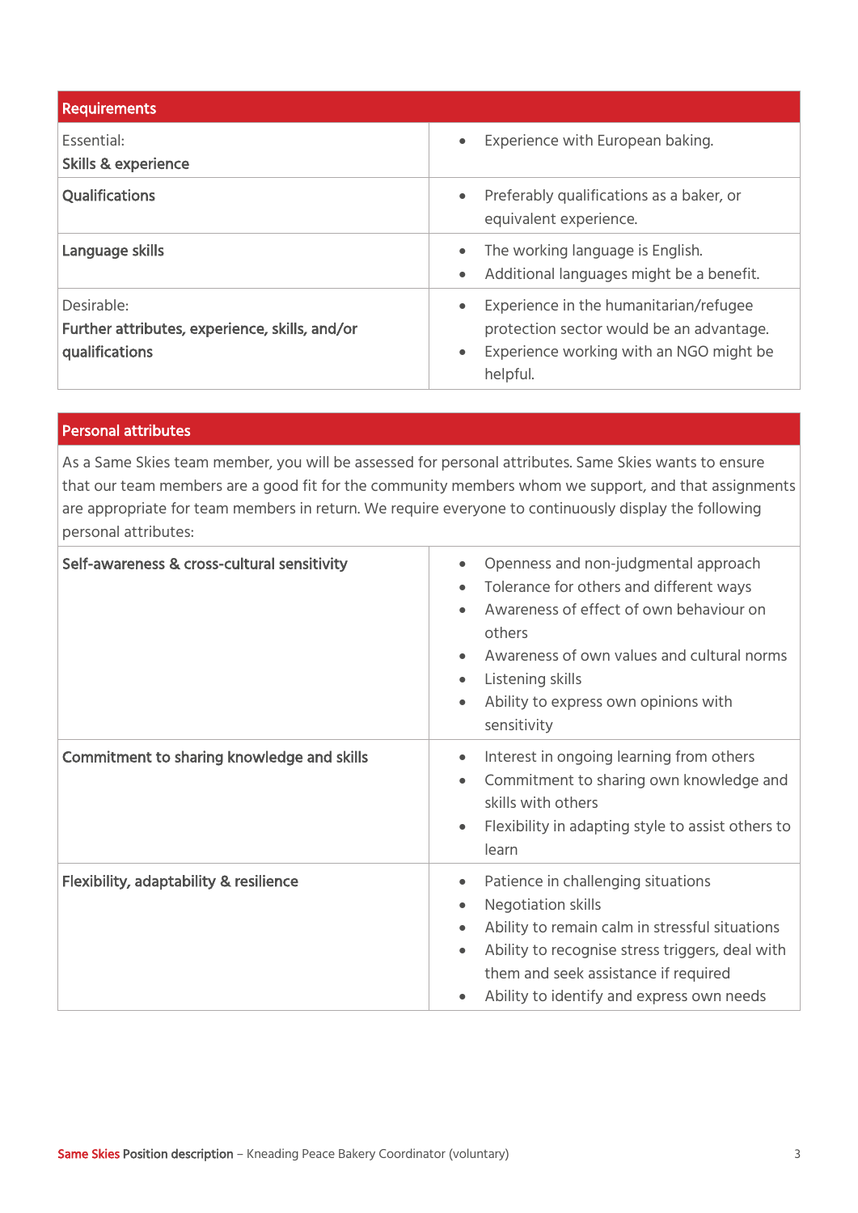| Requirements | |
|---|---|
| Essential:<br>**Skills & experience** | • Experience with European baking. |
| **Qualifications** | • Preferably qualifications as a baker, or equivalent experience. |
| **Language skills** | • The working language is English.<br>• Additional languages might be a benefit. |
| Desirable:<br>**Further attributes, experience, skills, and/or qualifications** | • Experience in the humanitarian/refugee protection sector would be an advantage.<br>• Experience working with an NGO might be helpful. |

| Personal attributes | |
|---|---|
| As a Same Skies team member, you will be assessed for personal attributes. Same Skies wants to ensure that our team members are a good fit for the community members whom we support, and that assignments are appropriate for team members in return. We require everyone to continuously display the following personal attributes: | |
| **Self-awareness & cross-cultural sensitivity** | • Openness and non-judgmental approach<br>• Tolerance for others and different ways<br>• Awareness of effect of own behaviour on others<br>• Awareness of own values and cultural norms<br>• Listening skills<br>• Ability to express own opinions with sensitivity |
| **Commitment to sharing knowledge and skills** | • Interest in ongoing learning from others<br>• Commitment to sharing own knowledge and skills with others<br>• Flexibility in adapting style to assist others to learn |
| **Flexibility, adaptability & resilience** | • Patience in challenging situations<br>• Negotiation skills<br>• Ability to remain calm in stressful situations<br>• Ability to recognise stress triggers, deal with them and seek assistance if required<br>• Ability to identify and express own needs |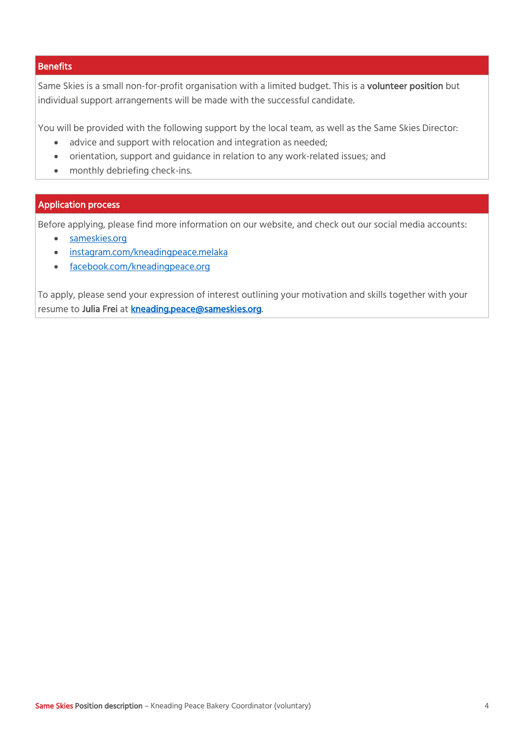## Benefits

Same Skies is a small non-for-profit organisation with a limited budget. This is a **volunteer position** but individual support arrangements will be made with the successful candidate.

You will be provided with the following support by the local team, as well as the Same Skies Director:

- advice and support with relocation and integration as needed;
- orientation, support and guidance in relation to any work-related issues; and
- monthly debriefing check-ins.

## Application process

Before applying, please find more information on our website, and check out our social media accounts:

- sameskies.org
- instagram.com/kneadingpeace.melaka
- facebook.com/kneadingpeace.org

To apply, please send your expression of interest outlining your motivation and skills together with your resume to **Julia Frei** at **kneading.peace@sameskies.org**.